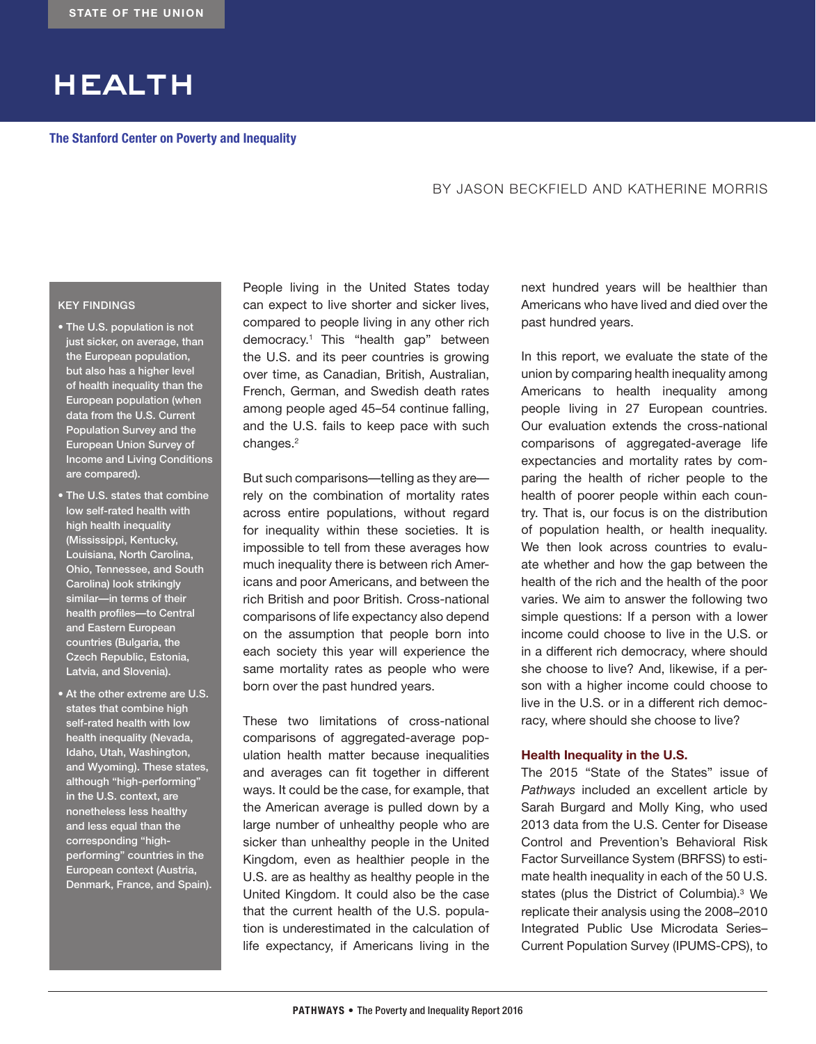STATE OF THE UNION

# HEALTH

**The Stanford Center on Poverty and Inequality**

BY JASON BECKFIELD AND KATHERINE MORRIS

**KEY FINDINGS**

- The U.S. population is not just sicker, on average, than the European population, but also has a higher level of health inequality than the European population (when data from the U.S. Current Population Survey and the European Union Survey of Income and Living Conditions are compared).
- The U.S. states that combine low self-rated health with high health inequality (Mississippi, Kentucky, Louisiana, North Carolina, Ohio, Tennessee, and South Carolina) look strikingly similar—in terms of their health profiles—to Central and Eastern European countries (Bulgaria, the Czech Republic, Estonia, Latvia, and Slovenia).
- At the other extreme are U.S. states that combine high self-rated health with low health inequality (Nevada, Idaho, Utah, Washington, and Wyoming). These states, although "high-performing" in the U.S. context, are nonetheless less healthy and less equal than the corresponding "high-performing" countries in the European context (Austria, Denmark, France, and Spain).

People living in the United States today can expect to live shorter and sicker lives, compared to people living in any other rich democracy.[1] This "health gap" between the U.S. and its peer countries is growing over time, as Canadian, British, Australian, French, German, and Swedish death rates among people aged 45–54 continue falling, and the U.S. fails to keep pace with such changes.[2]

But such comparisons—telling as they are—rely on the combination of mortality rates across entire populations, without regard for inequality within these societies. It is impossible to tell from these averages how much inequality there is between rich Americans and poor Americans, and between the rich British and poor British. Cross-national comparisons of life expectancy also depend on the assumption that people born into each society this year will experience the same mortality rates as people who were born over the past hundred years.

These two limitations of cross-national comparisons of aggregated-average population health matter because inequalities and averages can fit together in different ways. It could be the case, for example, that the American average is pulled down by a large number of unhealthy people who are sicker than unhealthy people in the United Kingdom, even as healthier people in the U.S. are as healthy as healthy people in the United Kingdom. It could also be the case that the current health of the U.S. population is underestimated in the calculation of life expectancy, if Americans living in the next hundred years will be healthier than Americans who have lived and died over the past hundred years.

In this report, we evaluate the state of the union by comparing health inequality among Americans to health inequality among people living in 27 European countries. Our evaluation extends the cross-national comparisons of aggregated-average life expectancies and mortality rates by comparing the health of richer people to the health of poorer people within each country. That is, our focus is on the distribution of population health, or health inequality. We then look across countries to evaluate whether and how the gap between the health of the rich and the health of the poor varies. We aim to answer the following two simple questions: If a person with a lower income could choose to live in the U.S. or in a different rich democracy, where should she choose to live? And, likewise, if a person with a higher income could choose to live in the U.S. or in a different rich democracy, where should she choose to live?

## Health Inequality in the U.S.

The 2015 "State of the States" issue of *Pathways* included an excellent article by Sarah Burgard and Molly King, who used 2013 data from the U.S. Center for Disease Control and Prevention's Behavioral Risk Factor Surveillance System (BRFSS) to estimate health inequality in each of the 50 U.S. states (plus the District of Columbia).[3] We replicate their analysis using the 2008–2010 Integrated Public Use Microdata Series–Current Population Survey (IPUMS-CPS), to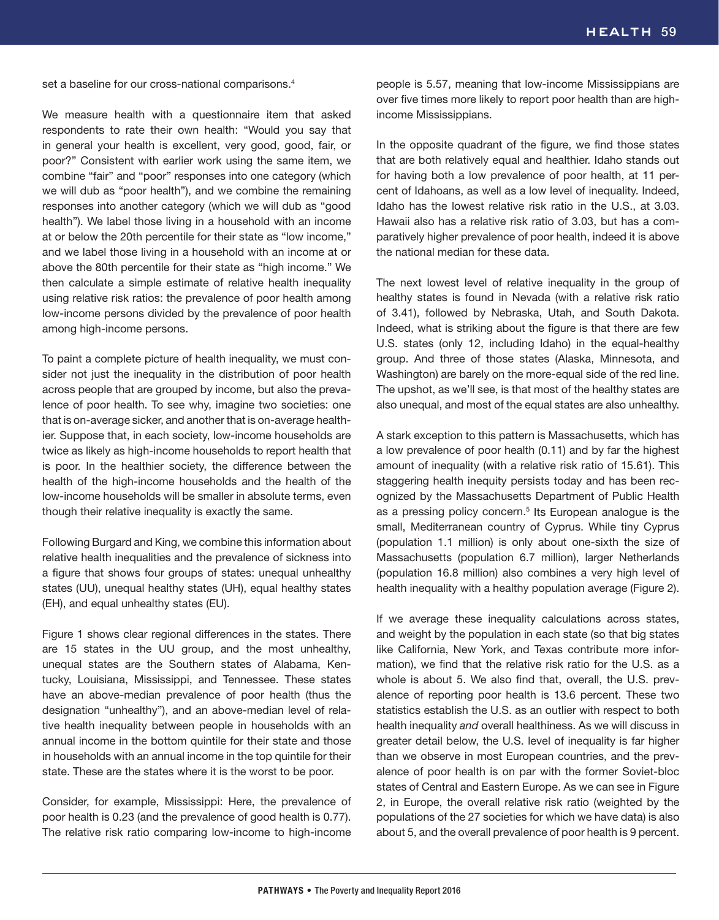set a baseline for our cross-national comparisons.[4]

We measure health with a questionnaire item that asked respondents to rate their own health: "Would you say that in general your health is excellent, very good, good, fair, or poor?" Consistent with earlier work using the same item, we combine "fair" and "poor" responses into one category (which we will dub as "poor health"), and we combine the remaining responses into another category (which we will dub as "good health"). We label those living in a household with an income at or below the 20th percentile for their state as "low income," and we label those living in a household with an income at or above the 80th percentile for their state as "high income." We then calculate a simple estimate of relative health inequality using relative risk ratios: the prevalence of poor health among low-income persons divided by the prevalence of poor health among high-income persons.

To paint a complete picture of health inequality, we must consider not just the inequality in the distribution of poor health across people that are grouped by income, but also the prevalence of poor health. To see why, imagine two societies: one that is on-average sicker, and another that is on-average healthier. Suppose that, in each society, low-income households are twice as likely as high-income households to report health that is poor. In the healthier society, the difference between the health of the high-income households and the health of the low-income households will be smaller in absolute terms, even though their relative inequality is exactly the same.

Following Burgard and King, we combine this information about relative health inequalities and the prevalence of sickness into a figure that shows four groups of states: unequal unhealthy states (UU), unequal healthy states (UH), equal healthy states (EH), and equal unhealthy states (EU).

Figure 1 shows clear regional differences in the states. There are 15 states in the UU group, and the most unhealthy, unequal states are the Southern states of Alabama, Kentucky, Louisiana, Mississippi, and Tennessee. These states have an above-median prevalence of poor health (thus the designation "unhealthy"), and an above-median level of relative health inequality between people in households with an annual income in the bottom quintile for their state and those in households with an annual income in the top quintile for their state. These are the states where it is the worst to be poor.

Consider, for example, Mississippi: Here, the prevalence of poor health is 0.23 (and the prevalence of good health is 0.77). The relative risk ratio comparing low-income to high-income people is 5.57, meaning that low-income Mississippians are over five times more likely to report poor health than are high-income Mississippians.

In the opposite quadrant of the figure, we find those states that are both relatively equal and healthier. Idaho stands out for having both a low prevalence of poor health, at 11 percent of Idahoans, as well as a low level of inequality. Indeed, Idaho has the lowest relative risk ratio in the U.S., at 3.03. Hawaii also has a relative risk ratio of 3.03, but has a comparatively higher prevalence of poor health, indeed it is above the national median for these data.

The next lowest level of relative inequality in the group of healthy states is found in Nevada (with a relative risk ratio of 3.41), followed by Nebraska, Utah, and South Dakota. Indeed, what is striking about the figure is that there are few U.S. states (only 12, including Idaho) in the equal-healthy group. And three of those states (Alaska, Minnesota, and Washington) are barely on the more-equal side of the red line. The upshot, as we'll see, is that most of the healthy states are also unequal, and most of the equal states are also unhealthy.

A stark exception to this pattern is Massachusetts, which has a low prevalence of poor health (0.11) and by far the highest amount of inequality (with a relative risk ratio of 15.61). This staggering health inequity persists today and has been recognized by the Massachusetts Department of Public Health as a pressing policy concern.[5] Its European analogue is the small, Mediterranean country of Cyprus. While tiny Cyprus (population 1.1 million) is only about one-sixth the size of Massachusetts (population 6.7 million), larger Netherlands (population 16.8 million) also combines a very high level of health inequality with a healthy population average (Figure 2).

If we average these inequality calculations across states, and weight by the population in each state (so that big states like California, New York, and Texas contribute more information), we find that the relative risk ratio for the U.S. as a whole is about 5. We also find that, overall, the U.S. prevalence of reporting poor health is 13.6 percent. These two statistics establish the U.S. as an outlier with respect to both health inequality *and* overall healthiness. As we will discuss in greater detail below, the U.S. level of inequality is far higher than we observe in most European countries, and the prevalence of poor health is on par with the former Soviet-bloc states of Central and Eastern Europe. As we can see in Figure 2, in Europe, the overall relative risk ratio (weighted by the populations of the 27 societies for which we have data) is also about 5, and the overall prevalence of poor health is 9 percent.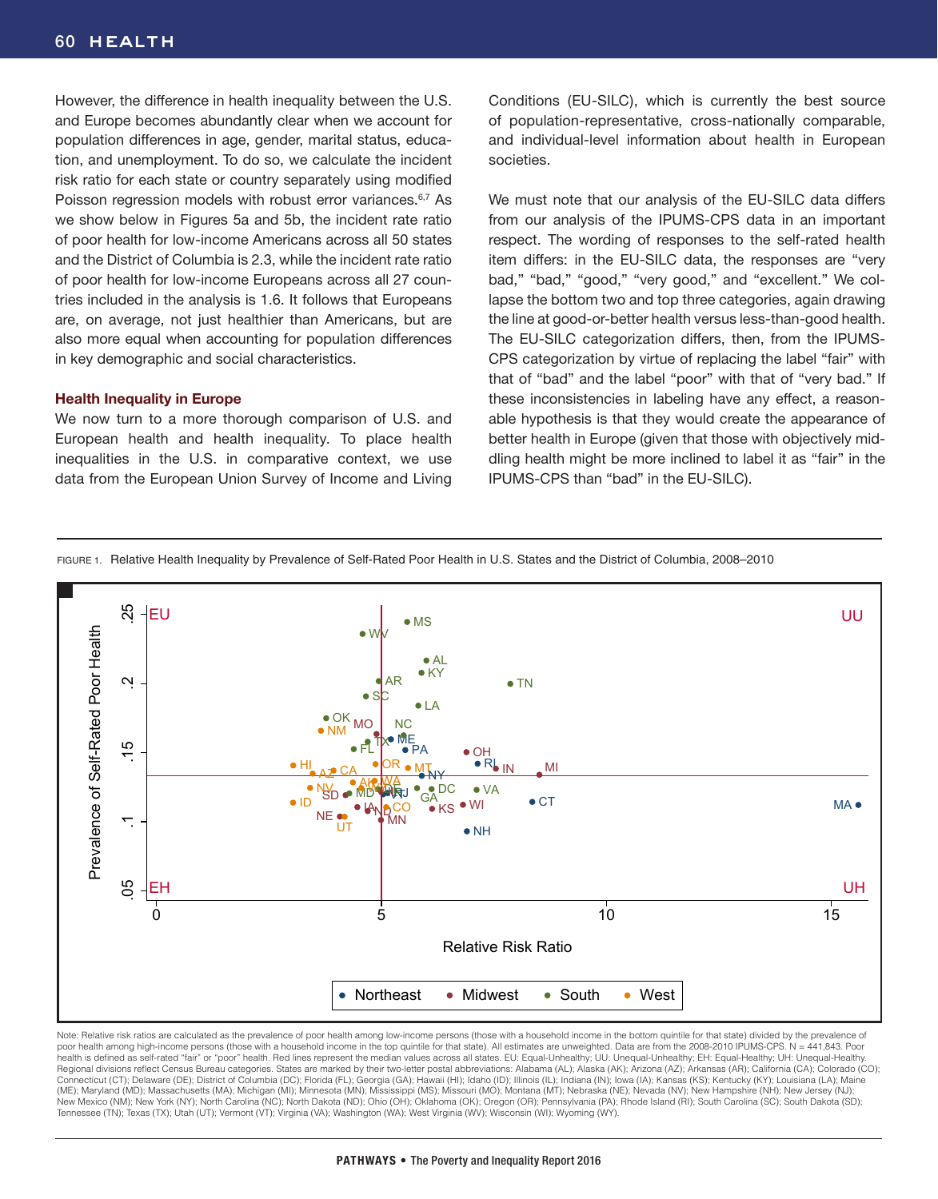However, the difference in health inequality between the U.S. and Europe becomes abundantly clear when we account for population differences in age, gender, marital status, education, and unemployment. To do so, we calculate the incident risk ratio for each state or country separately using modified Poisson regression models with robust error variances.[6,7] As we show below in Figures 5a and 5b, the incident rate ratio of poor health for low-income Americans across all 50 states and the District of Columbia is 2.3, while the incident rate ratio of poor health for low-income Europeans across all 27 countries included in the analysis is 1.6. It follows that Europeans are, on average, not just healthier than Americans, but are also more equal when accounting for population differences in key demographic and social characteristics.

### Health Inequality in Europe

We now turn to a more thorough comparison of U.S. and European health and health inequality. To place health inequalities in the U.S. in comparative context, we use data from the European Union Survey of Income and Living Conditions (EU-SILC), which is currently the best source of population-representative, cross-nationally comparable, and individual-level information about health in European societies.

We must note that our analysis of the EU-SILC data differs from our analysis of the IPUMS-CPS data in an important respect. The wording of responses to the self-rated health item differs: in the EU-SILC data, the responses are "very bad," "bad," "good," "very good," and "excellent." We collapse the bottom two and top three categories, again drawing the line at good-or-better health versus less-than-good health. The EU-SILC categorization differs, then, from the IPUMS-CPS categorization by virtue of replacing the label "fair" with that of "bad" and the label "poor" with that of "very bad." If these inconsistencies in labeling have any effect, a reasonable hypothesis is that they would create the appearance of better health in Europe (given that those with objectively middling health might be more inclined to label it as "fair" in the IPUMS-CPS than "bad" in the EU-SILC).

FIGURE 1. Relative Health Inequality by Prevalence of Self-Rated Poor Health in U.S. States and the District of Columbia, 2008–2010

Note: Relative risk ratios are calculated as the prevalence of poor health among low-income persons (those with a household income in the bottom quintile for that state) divided by the prevalence of poor health among high-income persons (those with a household income in the top quintile for that state). All estimates are unweighted. Data are from the 2008-2010 IPUMS-CPS. N = 441,843. Poor health is defined as self-rated "fair" or "poor" health. Red lines represent the median values across all states. EU: Equal-Unhealthy; UU: Unequal-Unhealthy; EH: Equal-Healthy; UH: Unequal-Healthy. Regional divisions reflect Census Bureau categories. States are marked by their two-letter postal abbreviations: Alabama (AL); Alaska (AK); Arizona (AZ); Arkansas (AR); California (CA); Colorado (CO); Connecticut (CT); Delaware (DE); District of Columbia (DC); Florida (FL); Georgia (GA); Hawaii (HI); Idaho (ID); Illinois (IL); Indiana (IN); Iowa (IA); Kansas (KS); Kentucky (KY); Louisiana (LA); Maine (ME); Maryland (MD); Massachusetts (MA); Michigan (MI); Minnesota (MN); Mississippi (MS); Missouri (MO); Montana (MT); Nebraska (NE); Nevada (NV); New Hampshire (NH); New Jersey (NJ); New Mexico (NM); New York (NY); North Carolina (NC); North Dakota (ND); Ohio (OH); Oklahoma (OK); Oregon (OR); Pennsylvania (PA); Rhode Island (RI); South Carolina (SC); South Dakota (SD); Tennessee (TN); Texas (TX); Utah (UT); Vermont (VT); Virginia (VA); Washington (WA); West Virginia (WV); Wisconsin (WI); Wyoming (WY).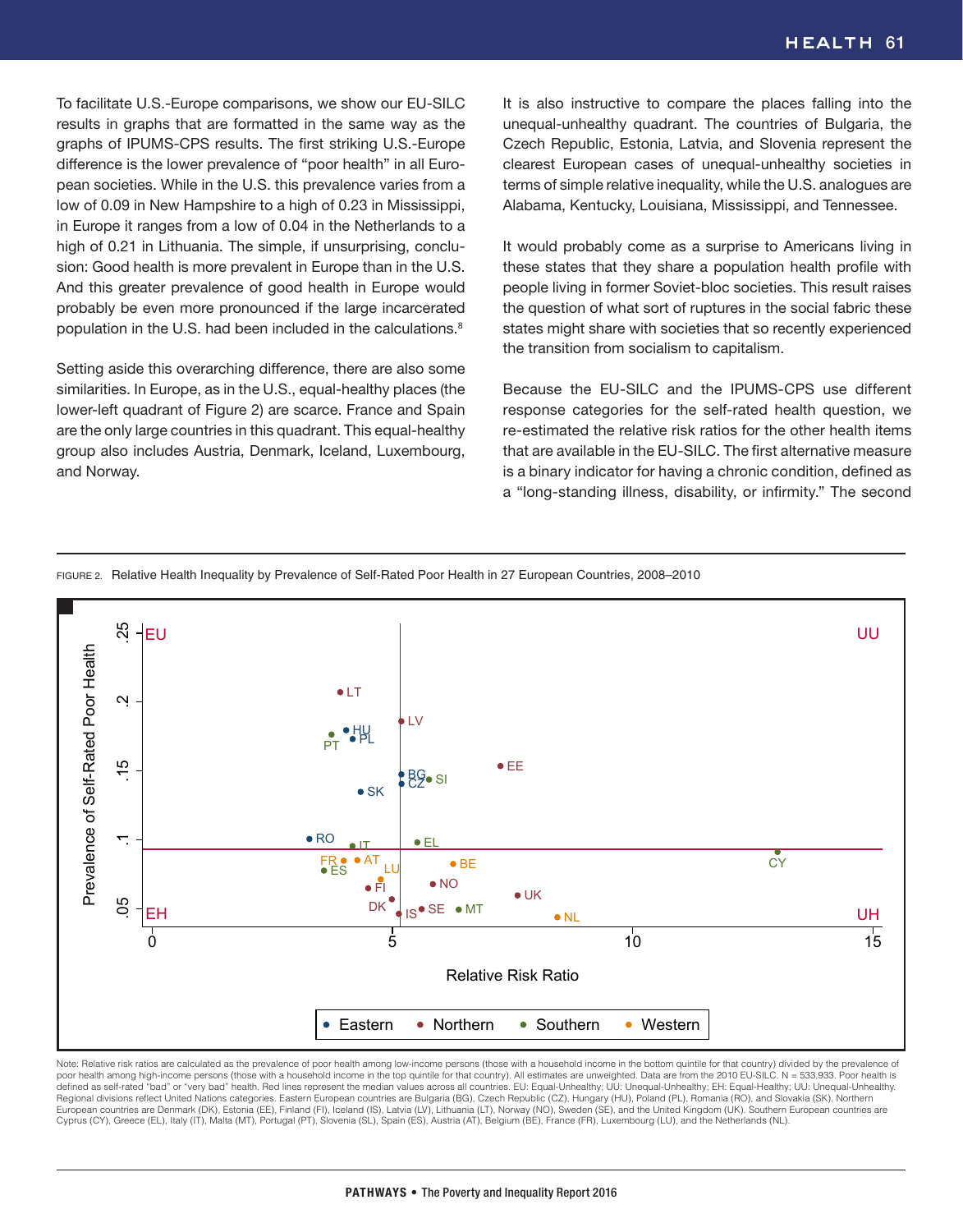To facilitate U.S.-Europe comparisons, we show our EU-SILC results in graphs that are formatted in the same way as the graphs of IPUMS-CPS results. The first striking U.S.-Europe difference is the lower prevalence of "poor health" in all European societies. While in the U.S. this prevalence varies from a low of 0.09 in New Hampshire to a high of 0.23 in Mississippi, in Europe it ranges from a low of 0.04 in the Netherlands to a high of 0.21 in Lithuania. The simple, if unsurprising, conclusion: Good health is more prevalent in Europe than in the U.S. And this greater prevalence of good health in Europe would probably be even more pronounced if the large incarcerated population in the U.S. had been included in the calculations.[8]

Setting aside this overarching difference, there are also some similarities. In Europe, as in the U.S., equal-healthy places (the lower-left quadrant of Figure 2) are scarce. France and Spain are the only large countries in this quadrant. This equal-healthy group also includes Austria, Denmark, Iceland, Luxembourg, and Norway.

It is also instructive to compare the places falling into the unequal-unhealthy quadrant. The countries of Bulgaria, the Czech Republic, Estonia, Latvia, and Slovenia represent the clearest European cases of unequal-unhealthy societies in terms of simple relative inequality, while the U.S. analogues are Alabama, Kentucky, Louisiana, Mississippi, and Tennessee.

It would probably come as a surprise to Americans living in these states that they share a population health profile with people living in former Soviet-bloc societies. This result raises the question of what sort of ruptures in the social fabric these states might share with societies that so recently experienced the transition from socialism to capitalism.

Because the EU-SILC and the IPUMS-CPS use different response categories for the self-rated health question, we re-estimated the relative risk ratios for the other health items that are available in the EU-SILC. The first alternative measure is a binary indicator for having a chronic condition, defined as a "long-standing illness, disability, or infirmity." The second

FIGURE 2. Relative Health Inequality by Prevalence of Self-Rated Poor Health in 27 European Countries, 2008–2010

Note: Relative risk ratios are calculated as the prevalence of poor health among low-income persons (those with a household income in the bottom quintile for that country) divided by the prevalence of poor health among high-income persons (those with a household income in the top quintile for that country). All estimates are unweighted. Data are from the 2010 EU-SILC. N = 533,933. Poor health is defined as self-rated "bad" or "very bad" health. Red lines represent the median values across all countries. EU: Equal-Unhealthy; UU: Unequal-Unhealthy; EH: Equal-Healthy; UU: Unequal-Unhealthy. Regional divisions reflect United Nations categories. Eastern European countries are Bulgaria (BG), Czech Republic (CZ), Hungary (HU), Poland (PL), Romania (RO), and Slovakia (SK). Northern European countries are Denmark (DK), Estonia (EE), Finland (FI), Iceland (IS), Latvia (LV), Lithuania (LT), Norway (NO), Sweden (SE), and the United Kingdom (UK). Southern European countries are Cyprus (CY), Greece (EL), Italy (IT), Malta (MT), Portugal (PT), Slovenia (SL), Spain (ES), Austria (AT), Belgium (BE), France (FR), Luxembourg (LU), and the Netherlands (NL).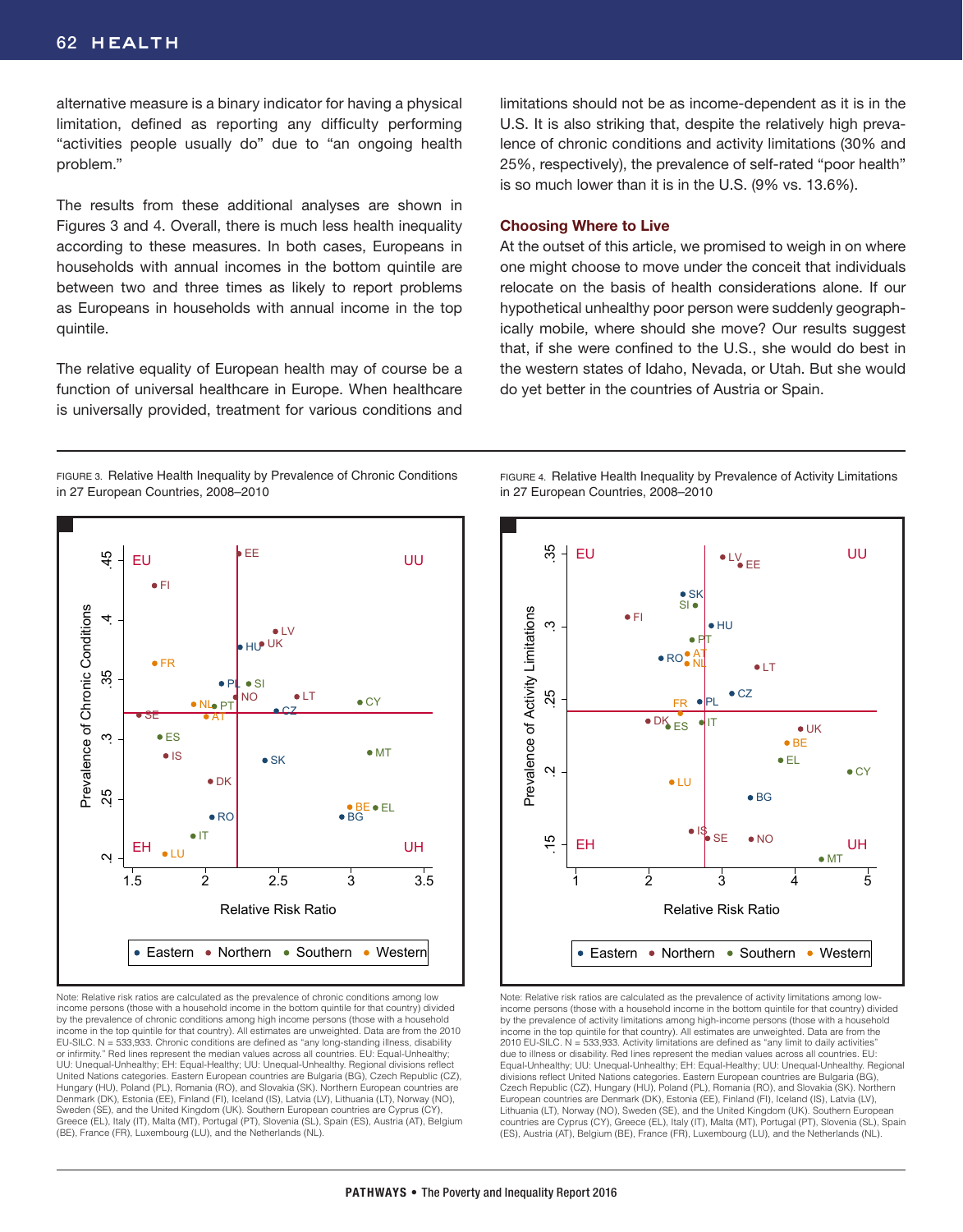alternative measure is a binary indicator for having a physical limitation, defined as reporting any difficulty performing "activities people usually do" due to "an ongoing health problem."

The results from these additional analyses are shown in Figures 3 and 4. Overall, there is much less health inequality according to these measures. In both cases, Europeans in households with annual incomes in the bottom quintile are between two and three times as likely to report problems as Europeans in households with annual income in the top quintile.

The relative equality of European health may of course be a function of universal healthcare in Europe. When healthcare is universally provided, treatment for various conditions and limitations should not be as income-dependent as it is in the U.S. It is also striking that, despite the relatively high prevalence of chronic conditions and activity limitations (30% and 25%, respectively), the prevalence of self-rated "poor health" is so much lower than it is in the U.S. (9% vs. 13.6%).

### Choosing Where to Live

At the outset of this article, we promised to weigh in on where one might choose to move under the conceit that individuals relocate on the basis of health considerations alone. If our hypothetical unhealthy poor person were suddenly geographically mobile, where should she move? Our results suggest that, if she were confined to the U.S., she would do best in the western states of Idaho, Nevada, or Utah. But she would do yet better in the countries of Austria or Spain.

FIGURE 3. Relative Health Inequality by Prevalence of Chronic Conditions in 27 European Countries, 2008–2010

Note: Relative risk ratios are calculated as the prevalence of chronic conditions among low income persons (those with a household income in the bottom quintile for that country) divided by the prevalence of chronic conditions among high income persons (those with a household income in the top quintile for that country). All estimates are unweighted. Data are from the 2010 EU-SILC. N = 533,933. Chronic conditions are defined as "any long-standing illness, disability or infirmity." Red lines represent the median values across all countries. EU: Equal-Unhealthy; UU: Unequal-Unhealthy; EH: Equal-Healthy; UU: Unequal-Unhealthy. Regional divisions reflect United Nations categories. Eastern European countries are Bulgaria (BG), Czech Republic (CZ), Hungary (HU), Poland (PL), Romania (RO), and Slovakia (SK). Northern European countries are Denmark (DK), Estonia (EE), Finland (FI), Iceland (IS), Latvia (LV), Lithuania (LT), Norway (NO), Sweden (SE), and the United Kingdom (UK). Southern European countries are Cyprus (CY), Greece (EL), Italy (IT), Malta (MT), Portugal (PT), Slovenia (SL), Spain (ES), Austria (AT), Belgium (BE), France (FR), Luxembourg (LU), and the Netherlands (NL).

FIGURE 4. Relative Health Inequality by Prevalence of Activity Limitations in 27 European Countries, 2008–2010

Note: Relative risk ratios are calculated as the prevalence of activity limitations among low-income persons (those with a household income in the bottom quintile for that country) divided by the prevalence of activity limitations among high-income persons (those with a household income in the top quintile for that country). All estimates are unweighted. Data are from the 2010 EU-SILC. N = 533,933. Activity limitations are defined as "any limit to daily activities" due to illness or disability. Red lines represent the median values across all countries. EU: Equal-Unhealthy; UU: Unequal-Unhealthy; EH: Equal-Healthy; UU: Unequal-Unhealthy. Regional divisions reflect United Nations categories. Eastern European countries are Bulgaria (BG), Czech Republic (CZ), Hungary (HU), Poland (PL), Romania (RO), and Slovakia (SK). Northern European countries are Denmark (DK), Estonia (EE), Finland (FI), Iceland (IS), Latvia (LV), Lithuania (LT), Norway (NO), Sweden (SE), and the United Kingdom (UK). Southern European countries are Cyprus (CY), Greece (EL), Italy (IT), Malta (MT), Portugal (PT), Slovenia (SL), Spain (ES), Austria (AT), Belgium (BE), France (FR), Luxembourg (LU), and the Netherlands (NL).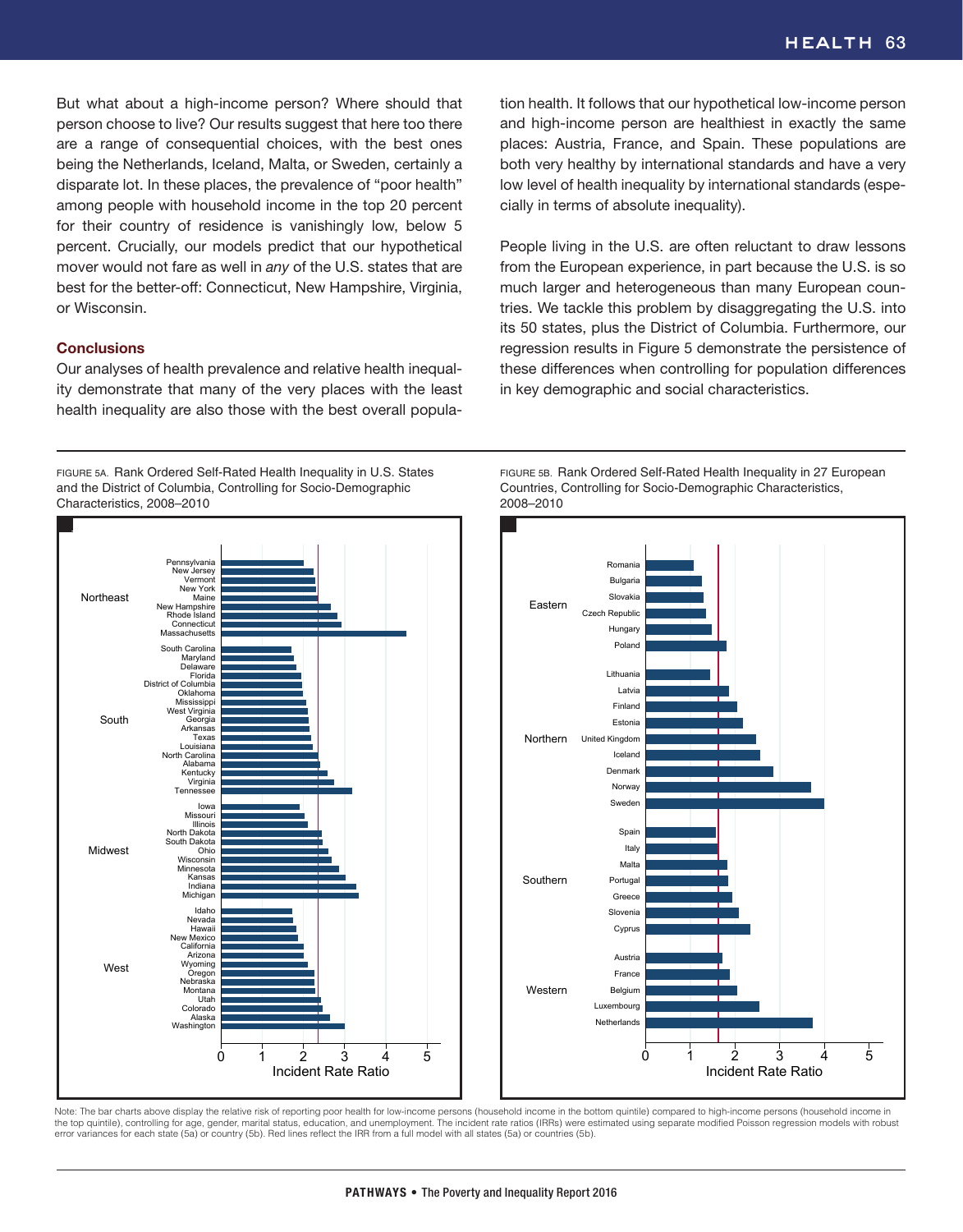But what about a high-income person? Where should that person choose to live? Our results suggest that here too there are a range of consequential choices, with the best ones being the Netherlands, Iceland, Malta, or Sweden, certainly a disparate lot. In these places, the prevalence of "poor health" among people with household income in the top 20 percent for their country of residence is vanishingly low, below 5 percent. Crucially, our models predict that our hypothetical mover would not fare as well in *any* of the U.S. states that are best for the better-off: Connecticut, New Hampshire, Virginia, or Wisconsin.

### Conclusions

Our analyses of health prevalence and relative health inequality demonstrate that many of the very places with the least health inequality are also those with the best overall population health. It follows that our hypothetical low-income person and high-income person are healthiest in exactly the same places: Austria, France, and Spain. These populations are both very healthy by international standards and have a very low level of health inequality by international standards (especially in terms of absolute inequality).

People living in the U.S. are often reluctant to draw lessons from the European experience, in part because the U.S. is so much larger and heterogeneous than many European countries. We tackle this problem by disaggregating the U.S. into its 50 states, plus the District of Columbia. Furthermore, our regression results in Figure 5 demonstrate the persistence of these differences when controlling for population differences in key demographic and social characteristics.

FIGURE 5A. Rank Ordered Self-Rated Health Inequality in U.S. States and the District of Columbia, Controlling for Socio-Demographic Characteristics, 2008–2010

FIGURE 5B. Rank Ordered Self-Rated Health Inequality in 27 European Countries, Controlling for Socio-Demographic Characteristics, 2008–2010

Note: The bar charts above display the relative risk of reporting poor health for low-income persons (household income in the bottom quintile) compared to high-income persons (household income in the top quintile), controlling for age, gender, marital status, education, and unemployment. The incident rate ratios (IRRs) were estimated using separate modified Poisson regression models with robust error variances for each state (5a) or country (5b). Red lines reflect the IRR from a full model with all states (5a) or countries (5b).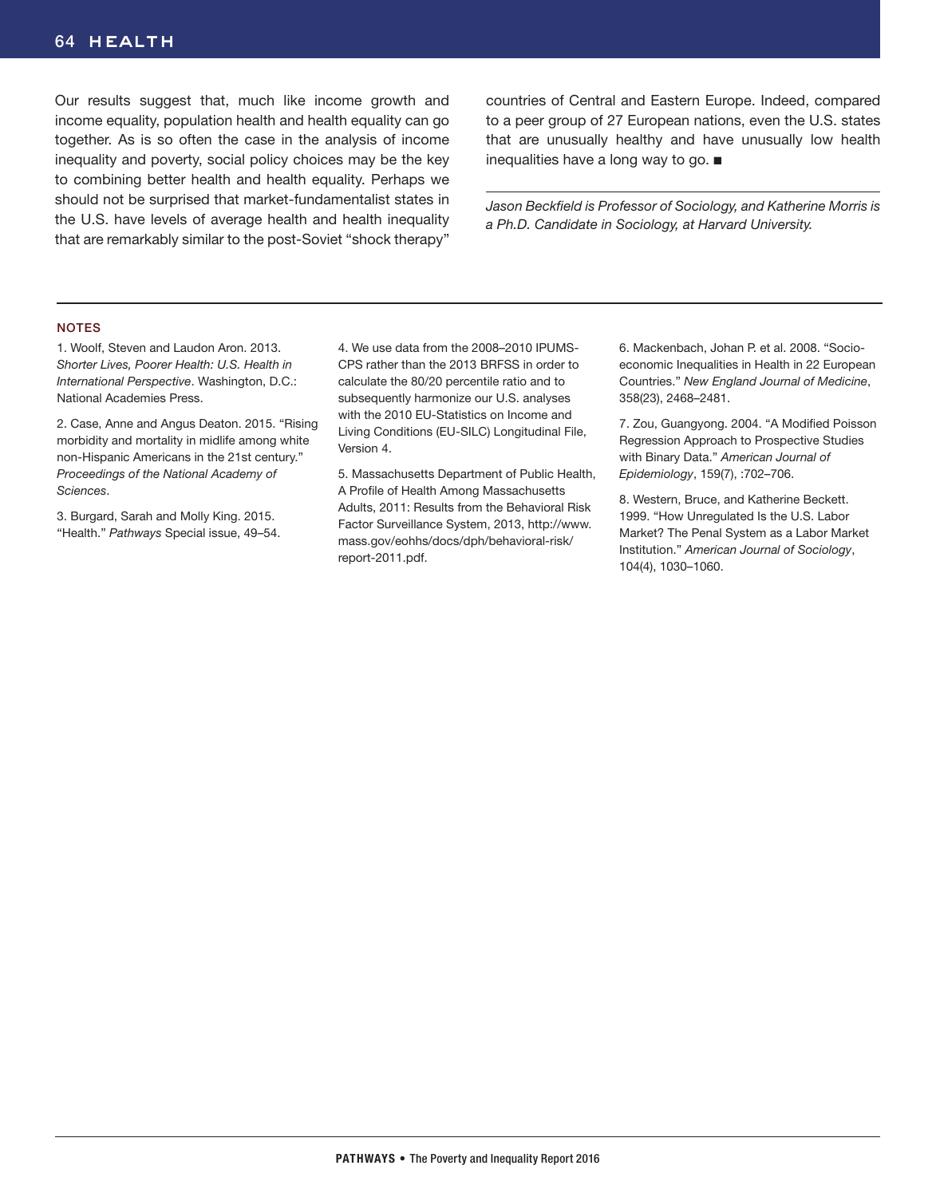Our results suggest that, much like income growth and income equality, population health and health equality can go together. As is so often the case in the analysis of income inequality and poverty, social policy choices may be the key to combining better health and health equality. Perhaps we should not be surprised that market-fundamentalist states in the U.S. have levels of average health and health inequality that are remarkably similar to the post-Soviet "shock therapy" countries of Central and Eastern Europe. Indeed, compared to a peer group of 27 European nations, even the U.S. states that are unusually healthy and have unusually low health inequalities have a long way to go. ■

*Jason Beckfield is Professor of Sociology, and Katherine Morris is a Ph.D. Candidate in Sociology, at Harvard University.*

## NOTES

1. Woolf, Steven and Laudon Aron. 2013. *Shorter Lives, Poorer Health: U.S. Health in International Perspective*. Washington, D.C.: National Academies Press.

2. Case, Anne and Angus Deaton. 2015. "Rising morbidity and mortality in midlife among white non-Hispanic Americans in the 21st century." *Proceedings of the National Academy of Sciences*.

3. Burgard, Sarah and Molly King. 2015. "Health." *Pathways* Special issue, 49–54.

4. We use data from the 2008–2010 IPUMS-CPS rather than the 2013 BRFSS in order to calculate the 80/20 percentile ratio and to subsequently harmonize our U.S. analyses with the 2010 EU-Statistics on Income and Living Conditions (EU-SILC) Longitudinal File, Version 4.

5. Massachusetts Department of Public Health, A Profile of Health Among Massachusetts Adults, 2011: Results from the Behavioral Risk Factor Surveillance System, 2013, http://www.mass.gov/eohhs/docs/dph/behavioral-risk/report-2011.pdf.

6. Mackenbach, Johan P. et al. 2008. "Socio-economic Inequalities in Health in 22 European Countries." *New England Journal of Medicine*, 358(23), 2468–2481.

7. Zou, Guangyong. 2004. "A Modified Poisson Regression Approach to Prospective Studies with Binary Data." *American Journal of Epidemiology*, 159(7), :702–706.

8. Western, Bruce, and Katherine Beckett. 1999. "How Unregulated Is the U.S. Labor Market? The Penal System as a Labor Market Institution." *American Journal of Sociology*, 104(4), 1030–1060.